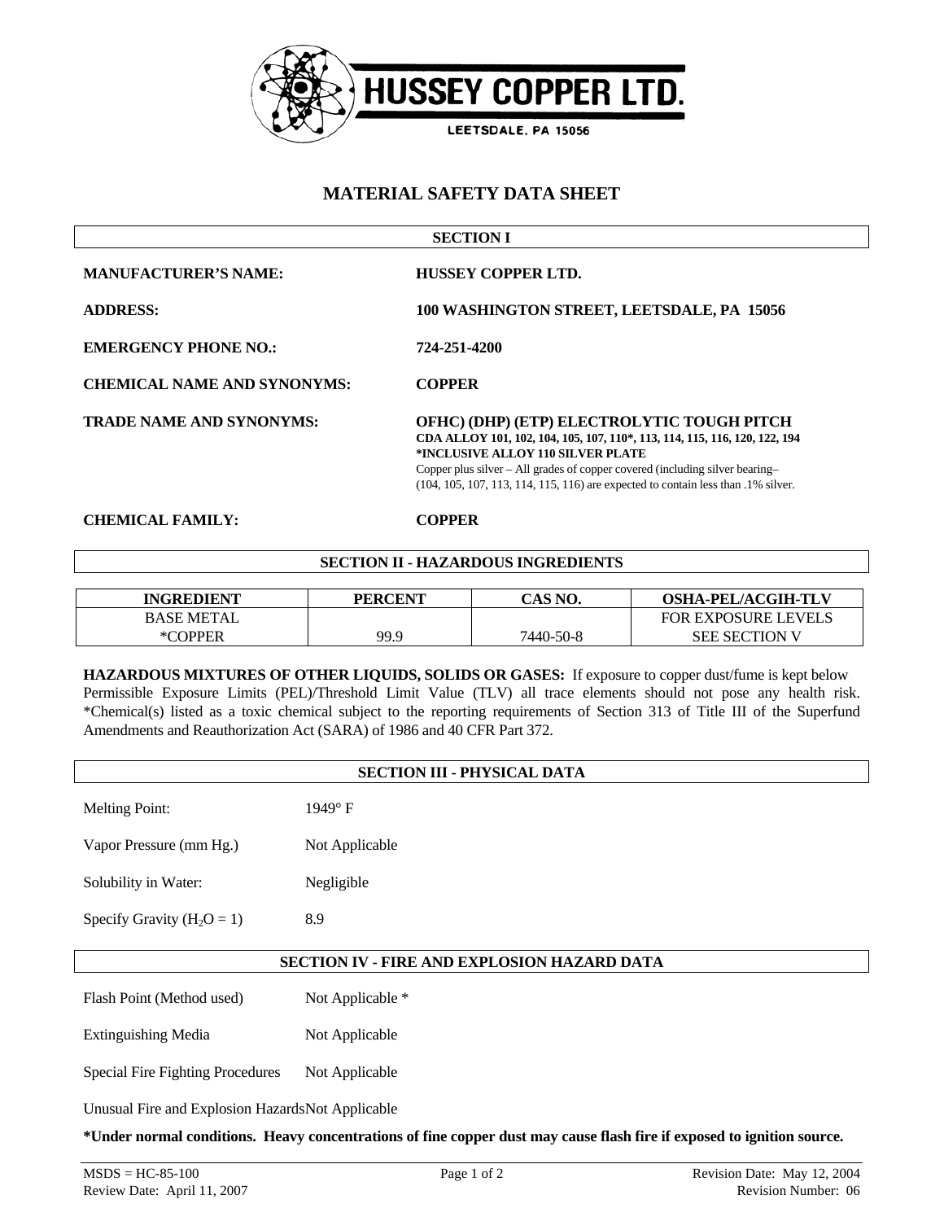# HUSSEY COPPER LTD.

LEETSDALE, PA 15056

## MATERIAL SAFETY DATA SHEET

### SECTION I

**MANUFACTURER'S NAME:** **HUSSEY COPPER LTD.**

**ADDRESS:** **100 WASHINGTON STREET, LEETSDALE, PA 15056**

**EMERGENCY PHONE NO.:** **724-251-4200**

**CHEMICAL NAME AND SYNONYMS:** **COPPER**

**TRADE NAME AND SYNONYMS:** **OFHC) (DHP) (ETP) ELECTROLYTIC TOUGH PITCH**
**CDA ALLOY 101, 102, 104, 105, 107, 110*, 113, 114, 115, 116, 120, 122, 194**
**\*INCLUSIVE ALLOY 110 SILVER PLATE**
Copper plus silver – All grades of copper covered (including silver bearing– (104, 105, 107, 113, 114, 115, 116) are expected to contain less than .1% silver.

**CHEMICAL FAMILY:** **COPPER**

### SECTION II - HAZARDOUS INGREDIENTS

| INGREDIENT | PERCENT | CAS NO. | OSHA-PEL/ACGIH-TLV |
|---|---|---|---|
| BASE METAL<br>*COPPER | 99.9 | 7440-50-8 | FOR EXPOSURE LEVELS<br>SEE SECTION V |

**HAZARDOUS MIXTURES OF OTHER LIQUIDS, SOLIDS OR GASES:** If exposure to copper dust/fume is kept below Permissible Exposure Limits (PEL)/Threshold Limit Value (TLV) all trace elements should not pose any health risk. *Chemical(s) listed as a toxic chemical subject to the reporting requirements of Section 313 of Title III of the Superfund Amendments and Reauthorization Act (SARA) of 1986 and 40 CFR Part 372.

### SECTION III - PHYSICAL DATA

| | |
|---|---|
| Melting Point: | 1949° F |
| Vapor Pressure (mm Hg.) | Not Applicable |
| Solubility in Water: | Negligible |
| Specify Gravity ($H_2O = 1$) | 8.9 |

### SECTION IV - FIRE AND EXPLOSION HAZARD DATA

| | |
|---|---|
| Flash Point (Method used) | Not Applicable * |
| Extinguishing Media | Not Applicable |
| Special Fire Fighting Procedures | Not Applicable |
| Unusual Fire and Explosion Hazards | Not Applicable |

**\*Under normal conditions. Heavy concentrations of fine copper dust may cause flash fire if exposed to ignition source.**

MSDS = HC-85-100
Review Date: April 11, 2007

Revision Date: May 12, 2004
Revision Number: 06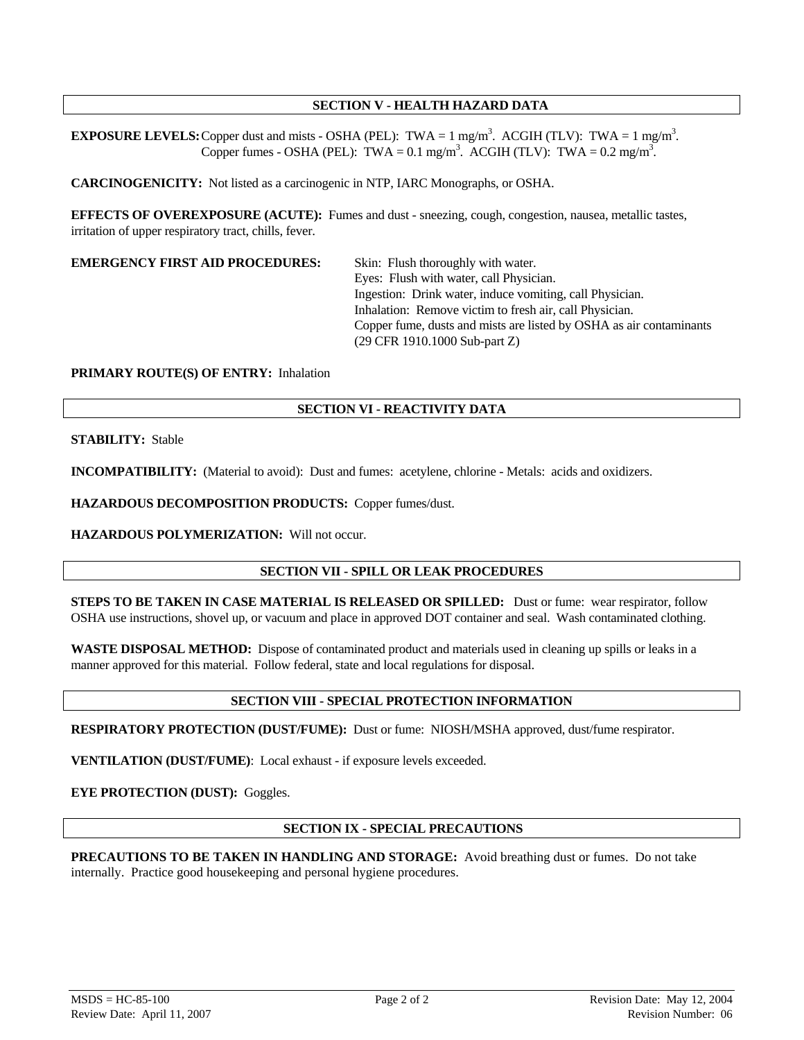## SECTION V - HEALTH HAZARD DATA

**EXPOSURE LEVELS:** Copper dust and mists - OSHA (PEL): TWA = 1 $mg/m^3$. ACGIH (TLV): TWA = 1 $mg/m^3$.
Copper fumes - OSHA (PEL): TWA = 0.1 $mg/m^3$. ACGIH (TLV): TWA = 0.2 $mg/m^3$.

**CARCINOGENICITY:** Not listed as a carcinogenic in NTP, IARC Monographs, or OSHA.

**EFFECTS OF OVEREXPOSURE (ACUTE):** Fumes and dust - sneezing, cough, congestion, nausea, metallic tastes, irritation of upper respiratory tract, chills, fever.

**EMERGENCY FIRST AID PROCEDURES:**
Skin: Flush thoroughly with water.
Eyes: Flush with water, call Physician.
Ingestion: Drink water, induce vomiting, call Physician.
Inhalation: Remove victim to fresh air, call Physician.
Copper fume, dusts and mists are listed by OSHA as air contaminants (29 CFR 1910.1000 Sub-part Z)

**PRIMARY ROUTE(S) OF ENTRY:** Inhalation

## SECTION VI - REACTIVITY DATA

**STABILITY:** Stable

**INCOMPATIBILITY:** (Material to avoid): Dust and fumes: acetylene, chlorine - Metals: acids and oxidizers.

**HAZARDOUS DECOMPOSITION PRODUCTS:** Copper fumes/dust.

**HAZARDOUS POLYMERIZATION:** Will not occur.

## SECTION VII - SPILL OR LEAK PROCEDURES

**STEPS TO BE TAKEN IN CASE MATERIAL IS RELEASED OR SPILLED:** Dust or fume: wear respirator, follow OSHA use instructions, shovel up, or vacuum and place in approved DOT container and seal. Wash contaminated clothing.

**WASTE DISPOSAL METHOD:** Dispose of contaminated product and materials used in cleaning up spills or leaks in a manner approved for this material. Follow federal, state and local regulations for disposal.

## SECTION VIII - SPECIAL PROTECTION INFORMATION

**RESPIRATORY PROTECTION (DUST/FUME):** Dust or fume: NIOSH/MSHA approved, dust/fume respirator.

**VENTILATION (DUST/FUME)**: Local exhaust - if exposure levels exceeded.

**EYE PROTECTION (DUST):** Goggles.

## SECTION IX - SPECIAL PRECAUTIONS

**PRECAUTIONS TO BE TAKEN IN HANDLING AND STORAGE:** Avoid breathing dust or fumes. Do not take internally. Practice good housekeeping and personal hygiene procedures.

MSDS = HC-85-100
Review Date: April 11, 2007
Revision Date: May 12, 2004
Revision Number: 06